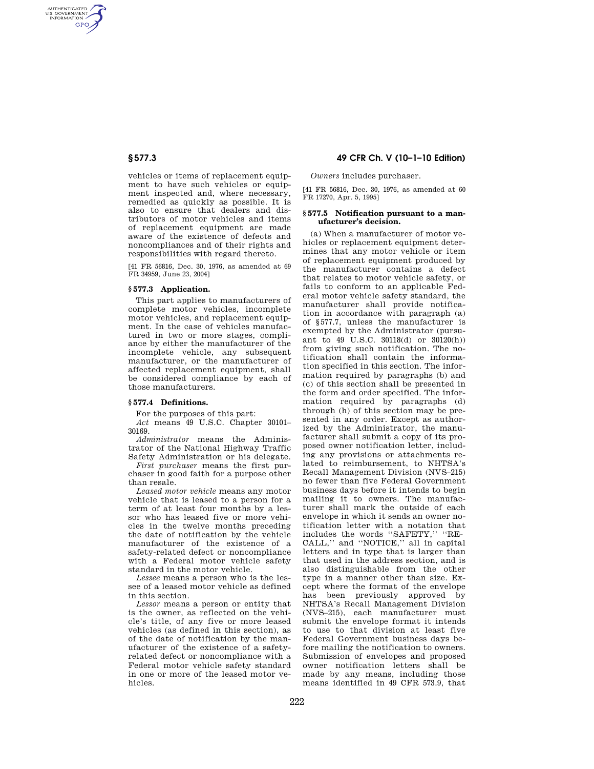vehicles or items of replacement equipment to have such vehicles or equipment inspected and, where necessary, remedied as quickly as possible. It is also to ensure that dealers and distributors of motor vehicles and items of replacement equipment are made aware of the existence of defects and noncompliances and of their rights and responsibilities with regard thereto.

[41 FR 56816, Dec. 30, 1976, as amended at 69 FR 34959, June 23, 2004]

### § 577.3 Application.

This part applies to manufacturers of complete motor vehicles, incomplete motor vehicles, and replacement equipment. In the case of vehicles manufactured in two or more stages, compliance by either the manufacturer of the incomplete vehicle, any subsequent manufacturer, or the manufacturer of affected replacement equipment, shall be considered compliance by each of those manufacturers.

### § 577.4 Definitions.

For the purposes of this part:

*Act* means 49 U.S.C. Chapter 30101–30169.

*Administrator* means the Administrator of the National Highway Traffic Safety Administration or his delegate.

*First purchaser* means the first purchaser in good faith for a purpose other than resale.

*Leased motor vehicle* means any motor vehicle that is leased to a person for a term of at least four months by a lessor who has leased five or more vehicles in the twelve months preceding the date of notification by the vehicle manufacturer of the existence of a safety-related defect or noncompliance with a Federal motor vehicle safety standard in the motor vehicle.

*Lessee* means a person who is the lessee of a leased motor vehicle as defined in this section.

*Lessor* means a person or entity that is the owner, as reflected on the vehicle's title, of any five or more leased vehicles (as defined in this section), as of the date of notification by the manufacturer of the existence of a safety-related defect or noncompliance with a Federal motor vehicle safety standard in one or more of the leased motor vehicles.

*Owners* includes purchaser.

[41 FR 56816, Dec. 30, 1976, as amended at 60 FR 17270, Apr. 5, 1995]

### § 577.5 Notification pursuant to a manufacturer's decision.

(a) When a manufacturer of motor vehicles or replacement equipment determines that any motor vehicle or item of replacement equipment produced by the manufacturer contains a defect that relates to motor vehicle safety, or fails to conform to an applicable Federal motor vehicle safety standard, the manufacturer shall provide notification in accordance with paragraph (a) of §577.7, unless the manufacturer is exempted by the Administrator (pursuant to 49 U.S.C. 30118(d) or 30120(h)) from giving such notification. The notification shall contain the information specified in this section. The information required by paragraphs (b) and (c) of this section shall be presented in the form and order specified. The information required by paragraphs (d) through (h) of this section may be presented in any order. Except as authorized by the Administrator, the manufacturer shall submit a copy of its proposed owner notification letter, including any provisions or attachments related to reimbursement, to NHTSA's Recall Management Division (NVS–215) no fewer than five Federal Government business days before it intends to begin mailing it to owners. The manufacturer shall mark the outside of each envelope in which it sends an owner notification letter with a notation that includes the words ''SAFETY,'' ''RECALL,'' and ''NOTICE,'' all in capital letters and in type that is larger than that used in the address section, and is also distinguishable from the other type in a manner other than size. Except where the format of the envelope has been previously approved by NHTSA's Recall Management Division (NVS–215), each manufacturer must submit the envelope format it intends to use to that division at least five Federal Government business days before mailing the notification to owners. Submission of envelopes and proposed owner notification letters shall be made by any means, including those means identified in 49 CFR 573.9, that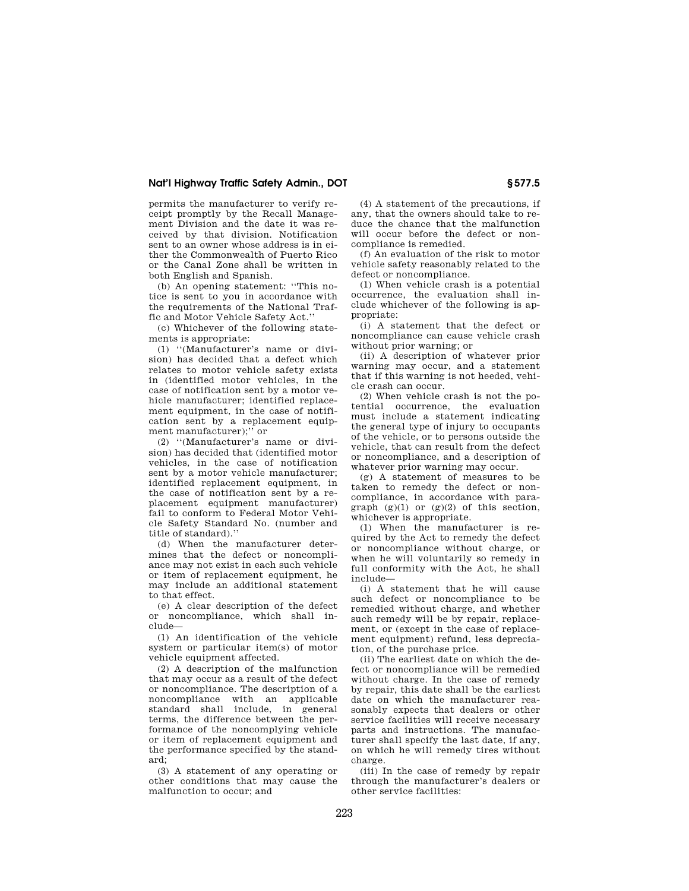permits the manufacturer to verify receipt promptly by the Recall Management Division and the date it was received by that division. Notification sent to an owner whose address is in either the Commonwealth of Puerto Rico or the Canal Zone shall be written in both English and Spanish.

(b) An opening statement: ''This notice is sent to you in accordance with the requirements of the National Traffic and Motor Vehicle Safety Act.''

(c) Whichever of the following statements is appropriate:

(1) ''(Manufacturer's name or division) has decided that a defect which relates to motor vehicle safety exists in (identified motor vehicles, in the case of notification sent by a motor vehicle manufacturer; identified replacement equipment, in the case of notification sent by a replacement equipment manufacturer);'' or

(2) ''(Manufacturer's name or division) has decided that (identified motor vehicles, in the case of notification sent by a motor vehicle manufacturer; identified replacement equipment, in the case of notification sent by a replacement equipment manufacturer) fail to conform to Federal Motor Vehicle Safety Standard No. (number and title of standard).''

(d) When the manufacturer determines that the defect or noncompliance may not exist in each such vehicle or item of replacement equipment, he may include an additional statement to that effect.

(e) A clear description of the defect or noncompliance, which shall include—

(1) An identification of the vehicle system or particular item(s) of motor vehicle equipment affected.

(2) A description of the malfunction that may occur as a result of the defect or noncompliance. The description of a noncompliance with an applicable standard shall include, in general terms, the difference between the performance of the noncomplying vehicle or item of replacement equipment and the performance specified by the standard;

(3) A statement of any operating or other conditions that may cause the malfunction to occur; and

(4) A statement of the precautions, if any, that the owners should take to reduce the chance that the malfunction will occur before the defect or noncompliance is remedied.

(f) An evaluation of the risk to motor vehicle safety reasonably related to the defect or noncompliance.

(1) When vehicle crash is a potential occurrence, the evaluation shall include whichever of the following is appropriate:

(i) A statement that the defect or noncompliance can cause vehicle crash without prior warning; or

(ii) A description of whatever prior warning may occur, and a statement that if this warning is not heeded, vehicle crash can occur.

(2) When vehicle crash is not the potential occurrence, the evaluation must include a statement indicating the general type of injury to occupants of the vehicle, or to persons outside the vehicle, that can result from the defect or noncompliance, and a description of whatever prior warning may occur.

(g) A statement of measures to be taken to remedy the defect or noncompliance, in accordance with paragraph (g)(1) or (g)(2) of this section, whichever is appropriate.

(1) When the manufacturer is required by the Act to remedy the defect or noncompliance without charge, or when he will voluntarily so remedy in full conformity with the Act, he shall include—

(i) A statement that he will cause such defect or noncompliance to be remedied without charge, and whether such remedy will be by repair, replacement, or (except in the case of replacement equipment) refund, less depreciation, of the purchase price.

(ii) The earliest date on which the defect or noncompliance will be remedied without charge. In the case of remedy by repair, this date shall be the earliest date on which the manufacturer reasonably expects that dealers or other service facilities will receive necessary parts and instructions. The manufacturer shall specify the last date, if any, on which he will remedy tires without charge.

(iii) In the case of remedy by repair through the manufacturer's dealers or other service facilities: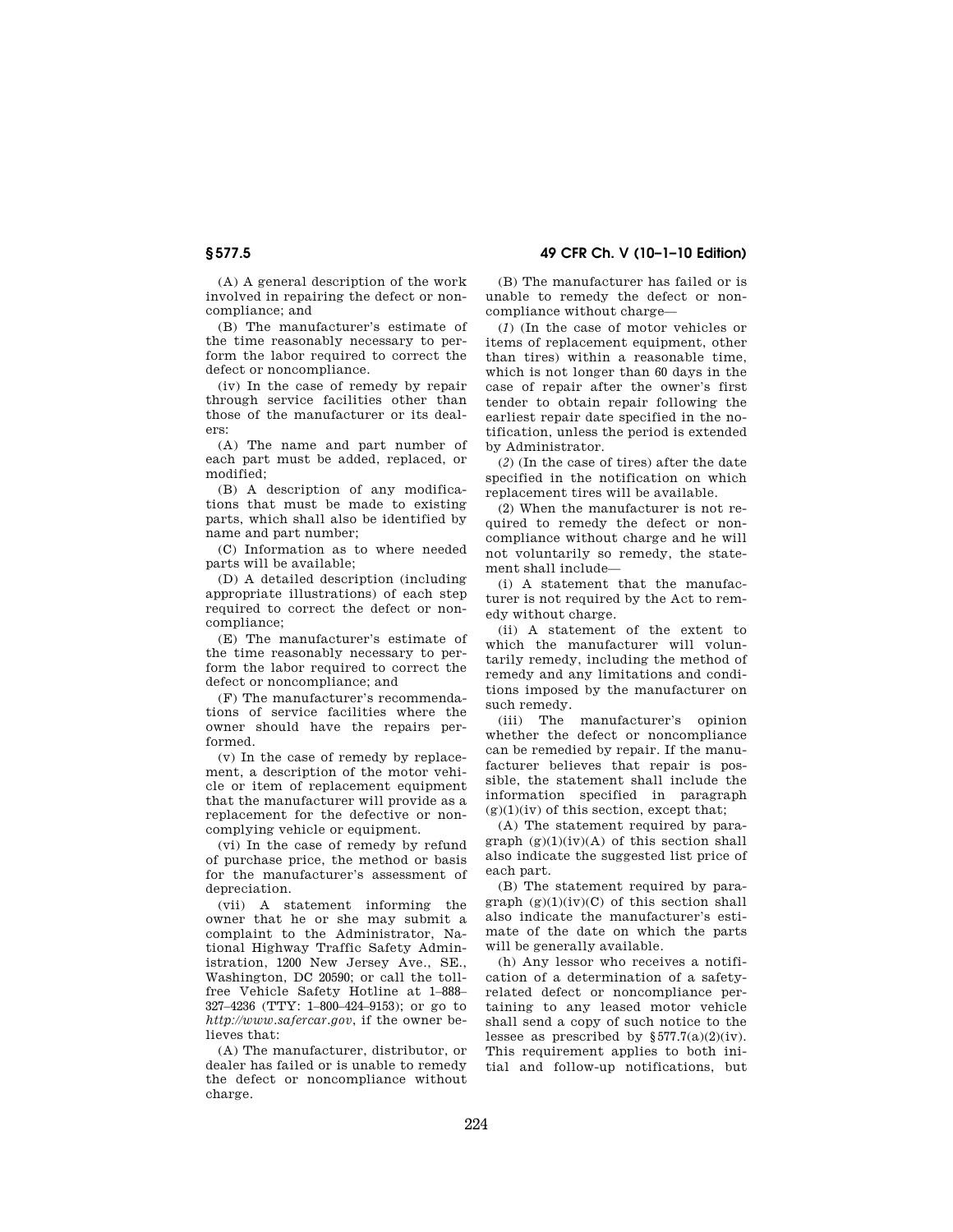(A) A general description of the work involved in repairing the defect or noncompliance; and

(B) The manufacturer's estimate of the time reasonably necessary to perform the labor required to correct the defect or noncompliance.

(iv) In the case of remedy by repair through service facilities other than those of the manufacturer or its dealers:

(A) The name and part number of each part must be added, replaced, or modified;

(B) A description of any modifications that must be made to existing parts, which shall also be identified by name and part number;

(C) Information as to where needed parts will be available;

(D) A detailed description (including appropriate illustrations) of each step required to correct the defect or noncompliance;

(E) The manufacturer's estimate of the time reasonably necessary to perform the labor required to correct the defect or noncompliance; and

(F) The manufacturer's recommendations of service facilities where the owner should have the repairs performed.

(v) In the case of remedy by replacement, a description of the motor vehicle or item of replacement equipment that the manufacturer will provide as a replacement for the defective or noncomplying vehicle or equipment.

(vi) In the case of remedy by refund of purchase price, the method or basis for the manufacturer's assessment of depreciation.

(vii) A statement informing the owner that he or she may submit a complaint to the Administrator, National Highway Traffic Safety Administration, 1200 New Jersey Ave., SE., Washington, DC 20590; or call the toll-free Vehicle Safety Hotline at 1–888–327–4236 (TTY: 1–800–424–9153); or go to *http://www.safercar.gov*, if the owner believes that:

(A) The manufacturer, distributor, or dealer has failed or is unable to remedy the defect or noncompliance without charge.

(B) The manufacturer has failed or is unable to remedy the defect or noncompliance without charge—

(*1*) (In the case of motor vehicles or items of replacement equipment, other than tires) within a reasonable time, which is not longer than 60 days in the case of repair after the owner's first tender to obtain repair following the earliest repair date specified in the notification, unless the period is extended by Administrator.

(*2*) (In the case of tires) after the date specified in the notification on which replacement tires will be available.

(2) When the manufacturer is not required to remedy the defect or noncompliance without charge and he will not voluntarily so remedy, the statement shall include—

(i) A statement that the manufacturer is not required by the Act to remedy without charge.

(ii) A statement of the extent to which the manufacturer will voluntarily remedy, including the method of remedy and any limitations and conditions imposed by the manufacturer on such remedy.

(iii) The manufacturer's opinion whether the defect or noncompliance can be remedied by repair. If the manufacturer believes that repair is possible, the statement shall include the information specified in paragraph (g)(1)(iv) of this section, except that;

(A) The statement required by paragraph (g)(1)(iv)(A) of this section shall also indicate the suggested list price of each part.

(B) The statement required by paragraph (g)(1)(iv)(C) of this section shall also indicate the manufacturer's estimate of the date on which the parts will be generally available.

(h) Any lessor who receives a notification of a determination of a safety-related defect or noncompliance pertaining to any leased motor vehicle shall send a copy of such notice to the lessee as prescribed by §577.7(a)(2)(iv). This requirement applies to both initial and follow-up notifications, but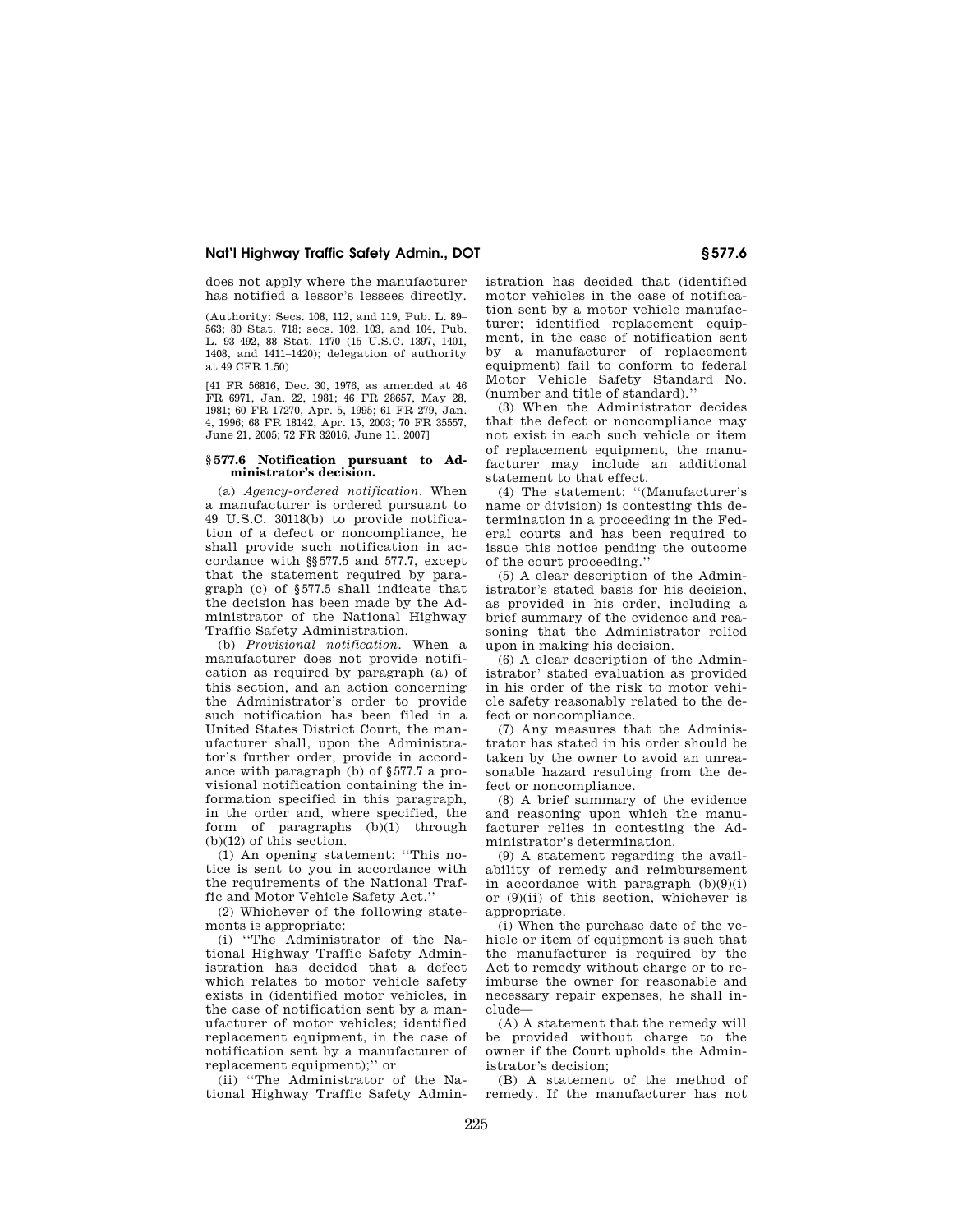does not apply where the manufacturer has notified a lessor's lessees directly.

(Authority: Secs. 108, 112, and 119, Pub. L. 89–563; 80 Stat. 718; secs. 102, 103, and 104, Pub. L. 93–492, 88 Stat. 1470 (15 U.S.C. 1397, 1401, 1408, and 1411–1420); delegation of authority at 49 CFR 1.50)

[41 FR 56816, Dec. 30, 1976, as amended at 46 FR 6971, Jan. 22, 1981; 46 FR 28657, May 28, 1981; 60 FR 17270, Apr. 5, 1995; 61 FR 279, Jan. 4, 1996; 68 FR 18142, Apr. 15, 2003; 70 FR 35557, June 21, 2005; 72 FR 32016, June 11, 2007]

### § 577.6 Notification pursuant to Administrator's decision.

(a) *Agency-ordered notification.* When a manufacturer is ordered pursuant to 49 U.S.C. 30118(b) to provide notification of a defect or noncompliance, he shall provide such notification in accordance with §§ 577.5 and 577.7, except that the statement required by paragraph (c) of § 577.5 shall indicate that the decision has been made by the Administrator of the National Highway Traffic Safety Administration.

(b) *Provisional notification.* When a manufacturer does not provide notification as required by paragraph (a) of this section, and an action concerning the Administrator's order to provide such notification has been filed in a United States District Court, the manufacturer shall, upon the Administrator's further order, provide in accordance with paragraph (b) of § 577.7 a provisional notification containing the information specified in this paragraph, in the order and, where specified, the form of paragraphs (b)(1) through (b)(12) of this section.

(1) An opening statement: ''This notice is sent to you in accordance with the requirements of the National Traffic and Motor Vehicle Safety Act.''

(2) Whichever of the following statements is appropriate:

(i) ''The Administrator of the National Highway Traffic Safety Administration has decided that a defect which relates to motor vehicle safety exists in (identified motor vehicles, in the case of notification sent by a manufacturer of motor vehicles; identified replacement equipment, in the case of notification sent by a manufacturer of replacement equipment);'' or

(ii) ''The Administrator of the National Highway Traffic Safety Administration has decided that (identified motor vehicles in the case of notification sent by a motor vehicle manufacturer; identified replacement equipment, in the case of notification sent by a manufacturer of replacement equipment) fail to conform to federal Motor Vehicle Safety Standard No. (number and title of standard).''

(3) When the Administrator decides that the defect or noncompliance may not exist in each such vehicle or item of replacement equipment, the manufacturer may include an additional statement to that effect.

(4) The statement: ''(Manufacturer's name or division) is contesting this determination in a proceeding in the Federal courts and has been required to issue this notice pending the outcome of the court proceeding.''

(5) A clear description of the Administrator's stated basis for his decision, as provided in his order, including a brief summary of the evidence and reasoning that the Administrator relied upon in making his decision.

(6) A clear description of the Administrator' stated evaluation as provided in his order of the risk to motor vehicle safety reasonably related to the defect or noncompliance.

(7) Any measures that the Administrator has stated in his order should be taken by the owner to avoid an unreasonable hazard resulting from the defect or noncompliance.

(8) A brief summary of the evidence and reasoning upon which the manufacturer relies in contesting the Administrator's determination.

(9) A statement regarding the availability of remedy and reimbursement in accordance with paragraph (b)(9)(i) or (9)(ii) of this section, whichever is appropriate.

(i) When the purchase date of the vehicle or item of equipment is such that the manufacturer is required by the Act to remedy without charge or to reimburse the owner for reasonable and necessary repair expenses, he shall include—

(A) A statement that the remedy will be provided without charge to the owner if the Court upholds the Administrator's decision;

(B) A statement of the method of remedy. If the manufacturer has not